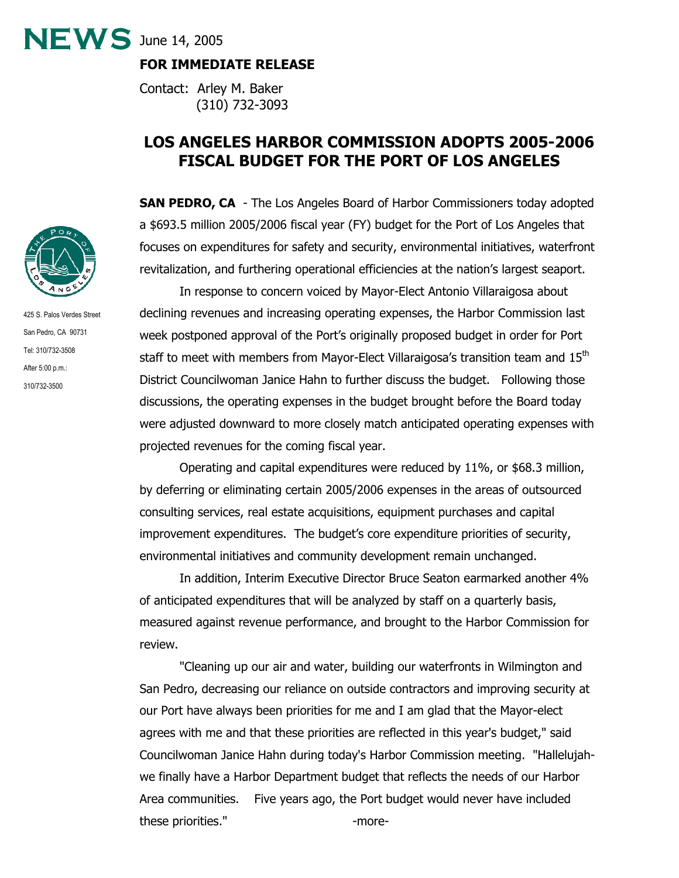**NEWS** June 14, 2005

**FOR IMMEDIATE RELEASE**

Contact: Arley M. Baker
(310) 732-3093

425 S. Palos Verdes Street
San Pedro, CA 90731
Tel: 310/732-3508
After 5:00 p.m.:
310/732-3500

# LOS ANGELES HARBOR COMMISSION ADOPTS 2005-2006 FISCAL BUDGET FOR THE PORT OF LOS ANGELES

**SAN PEDRO, CA** - The Los Angeles Board of Harbor Commissioners today adopted a $693.5 million 2005/2006 fiscal year (FY) budget for the Port of Los Angeles that focuses on expenditures for safety and security, environmental initiatives, waterfront revitalization, and furthering operational efficiencies at the nation's largest seaport.

In response to concern voiced by Mayor-Elect Antonio Villaraigosa about declining revenues and increasing operating expenses, the Harbor Commission last week postponed approval of the Port's originally proposed budget in order for Port staff to meet with members from Mayor-Elect Villaraigosa's transition team and 15th District Councilwoman Janice Hahn to further discuss the budget. Following those discussions, the operating expenses in the budget brought before the Board today were adjusted downward to more closely match anticipated operating expenses with projected revenues for the coming fiscal year.

Operating and capital expenditures were reduced by 11%, or $68.3 million, by deferring or eliminating certain 2005/2006 expenses in the areas of outsourced consulting services, real estate acquisitions, equipment purchases and capital improvement expenditures. The budget's core expenditure priorities of security, environmental initiatives and community development remain unchanged.

In addition, Interim Executive Director Bruce Seaton earmarked another 4% of anticipated expenditures that will be analyzed by staff on a quarterly basis, measured against revenue performance, and brought to the Harbor Commission for review.

"Cleaning up our air and water, building our waterfronts in Wilmington and San Pedro, decreasing our reliance on outside contractors and improving security at our Port have always been priorities for me and I am glad that the Mayor-elect agrees with me and that these priorities are reflected in this year's budget," said Councilwoman Janice Hahn during today's Harbor Commission meeting. "Hallelujah-we finally have a Harbor Department budget that reflects the needs of our Harbor Area communities. Five years ago, the Port budget would never have included these priorities."

-more-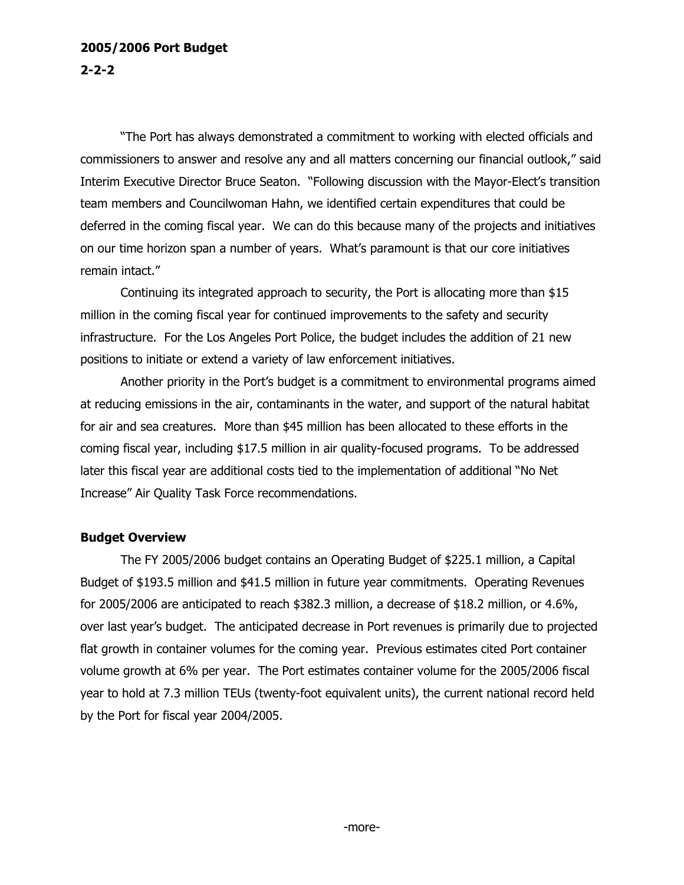"The Port has always demonstrated a commitment to working with elected officials and commissioners to answer and resolve any and all matters concerning our financial outlook," said Interim Executive Director Bruce Seaton. "Following discussion with the Mayor-Elect's transition team members and Councilwoman Hahn, we identified certain expenditures that could be deferred in the coming fiscal year. We can do this because many of the projects and initiatives on our time horizon span a number of years. What's paramount is that our core initiatives remain intact."

Continuing its integrated approach to security, the Port is allocating more than $15 million in the coming fiscal year for continued improvements to the safety and security infrastructure. For the Los Angeles Port Police, the budget includes the addition of 21 new positions to initiate or extend a variety of law enforcement initiatives.

Another priority in the Port's budget is a commitment to environmental programs aimed at reducing emissions in the air, contaminants in the water, and support of the natural habitat for air and sea creatures. More than $45 million has been allocated to these efforts in the coming fiscal year, including $17.5 million in air quality-focused programs. To be addressed later this fiscal year are additional costs tied to the implementation of additional "No Net Increase" Air Quality Task Force recommendations.

**Budget Overview**

The FY 2005/2006 budget contains an Operating Budget of $225.1 million, a Capital Budget of $193.5 million and $41.5 million in future year commitments. Operating Revenues for 2005/2006 are anticipated to reach $382.3 million, a decrease of $18.2 million, or 4.6%, over last year's budget. The anticipated decrease in Port revenues is primarily due to projected flat growth in container volumes for the coming year. Previous estimates cited Port container volume growth at 6% per year. The Port estimates container volume for the 2005/2006 fiscal year to hold at 7.3 million TEUs (twenty-foot equivalent units), the current national record held by the Port for fiscal year 2004/2005.

-more-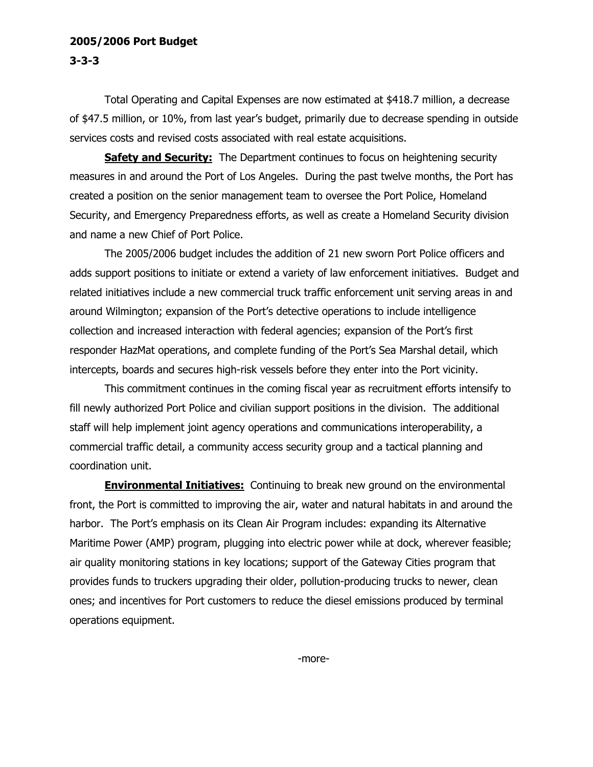Total Operating and Capital Expenses are now estimated at $418.7 million, a decrease of $47.5 million, or 10%, from last year's budget, primarily due to decrease spending in outside services costs and revised costs associated with real estate acquisitions.

**Safety and Security:** The Department continues to focus on heightening security measures in and around the Port of Los Angeles. During the past twelve months, the Port has created a position on the senior management team to oversee the Port Police, Homeland Security, and Emergency Preparedness efforts, as well as create a Homeland Security division and name a new Chief of Port Police.

The 2005/2006 budget includes the addition of 21 new sworn Port Police officers and adds support positions to initiate or extend a variety of law enforcement initiatives. Budget and related initiatives include a new commercial truck traffic enforcement unit serving areas in and around Wilmington; expansion of the Port's detective operations to include intelligence collection and increased interaction with federal agencies; expansion of the Port's first responder HazMat operations, and complete funding of the Port's Sea Marshal detail, which intercepts, boards and secures high-risk vessels before they enter into the Port vicinity.

This commitment continues in the coming fiscal year as recruitment efforts intensify to fill newly authorized Port Police and civilian support positions in the division. The additional staff will help implement joint agency operations and communications interoperability, a commercial traffic detail, a community access security group and a tactical planning and coordination unit.

**Environmental Initiatives:** Continuing to break new ground on the environmental front, the Port is committed to improving the air, water and natural habitats in and around the harbor. The Port's emphasis on its Clean Air Program includes: expanding its Alternative Maritime Power (AMP) program, plugging into electric power while at dock, wherever feasible; air quality monitoring stations in key locations; support of the Gateway Cities program that provides funds to truckers upgrading their older, pollution-producing trucks to newer, clean ones; and incentives for Port customers to reduce the diesel emissions produced by terminal operations equipment.

-more-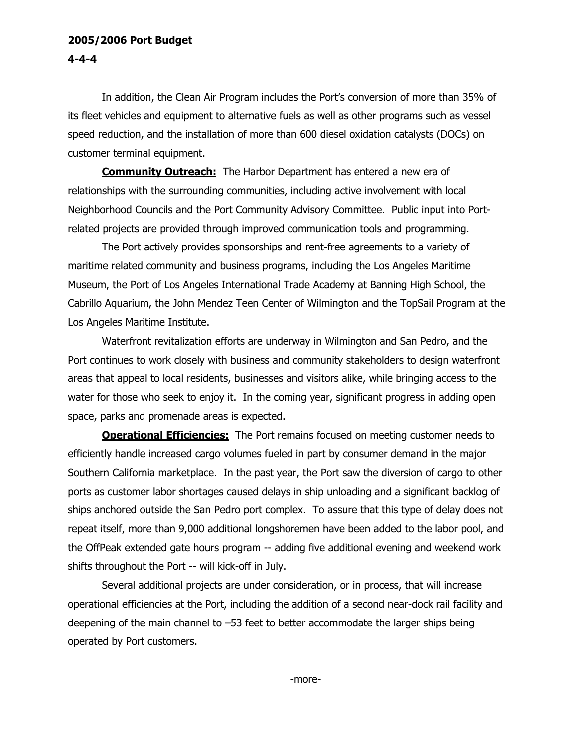In addition, the Clean Air Program includes the Port's conversion of more than 35% of its fleet vehicles and equipment to alternative fuels as well as other programs such as vessel speed reduction, and the installation of more than 600 diesel oxidation catalysts (DOCs) on customer terminal equipment.

**Community Outreach:** The Harbor Department has entered a new era of relationships with the surrounding communities, including active involvement with local Neighborhood Councils and the Port Community Advisory Committee. Public input into Port-related projects are provided through improved communication tools and programming.

The Port actively provides sponsorships and rent-free agreements to a variety of maritime related community and business programs, including the Los Angeles Maritime Museum, the Port of Los Angeles International Trade Academy at Banning High School, the Cabrillo Aquarium, the John Mendez Teen Center of Wilmington and the TopSail Program at the Los Angeles Maritime Institute.

Waterfront revitalization efforts are underway in Wilmington and San Pedro, and the Port continues to work closely with business and community stakeholders to design waterfront areas that appeal to local residents, businesses and visitors alike, while bringing access to the water for those who seek to enjoy it. In the coming year, significant progress in adding open space, parks and promenade areas is expected.

**Operational Efficiencies:** The Port remains focused on meeting customer needs to efficiently handle increased cargo volumes fueled in part by consumer demand in the major Southern California marketplace. In the past year, the Port saw the diversion of cargo to other ports as customer labor shortages caused delays in ship unloading and a significant backlog of ships anchored outside the San Pedro port complex. To assure that this type of delay does not repeat itself, more than 9,000 additional longshoremen have been added to the labor pool, and the OffPeak extended gate hours program -- adding five additional evening and weekend work shifts throughout the Port -- will kick-off in July.

Several additional projects are under consideration, or in process, that will increase operational efficiencies at the Port, including the addition of a second near-dock rail facility and deepening of the main channel to –53 feet to better accommodate the larger ships being operated by Port customers.

-more-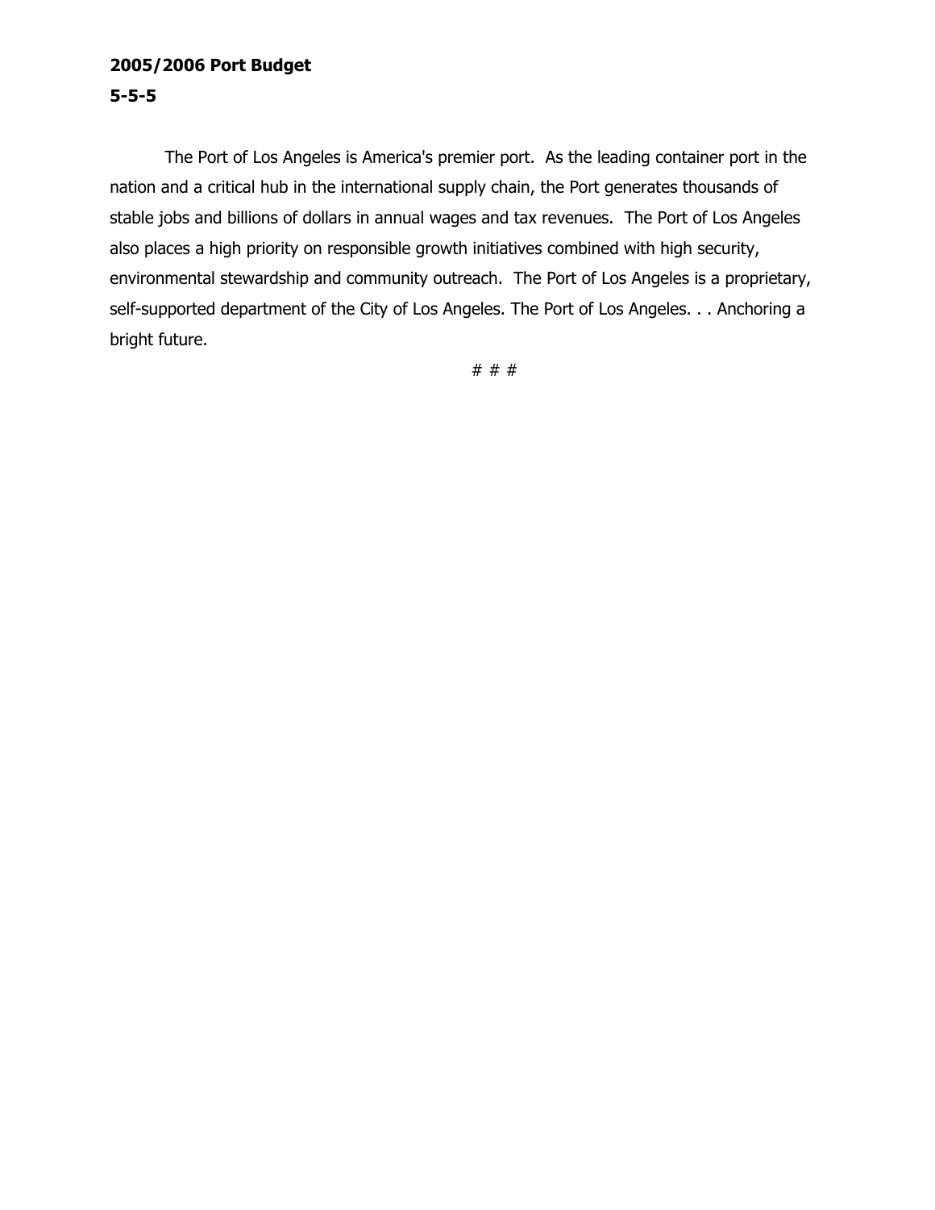The Port of Los Angeles is America's premier port. As the leading container port in the nation and a critical hub in the international supply chain, the Port generates thousands of stable jobs and billions of dollars in annual wages and tax revenues. The Port of Los Angeles also places a high priority on responsible growth initiatives combined with high security, environmental stewardship and community outreach. The Port of Los Angeles is a proprietary, self-supported department of the City of Los Angeles. The Port of Los Angeles. . . Anchoring a bright future.

# # #